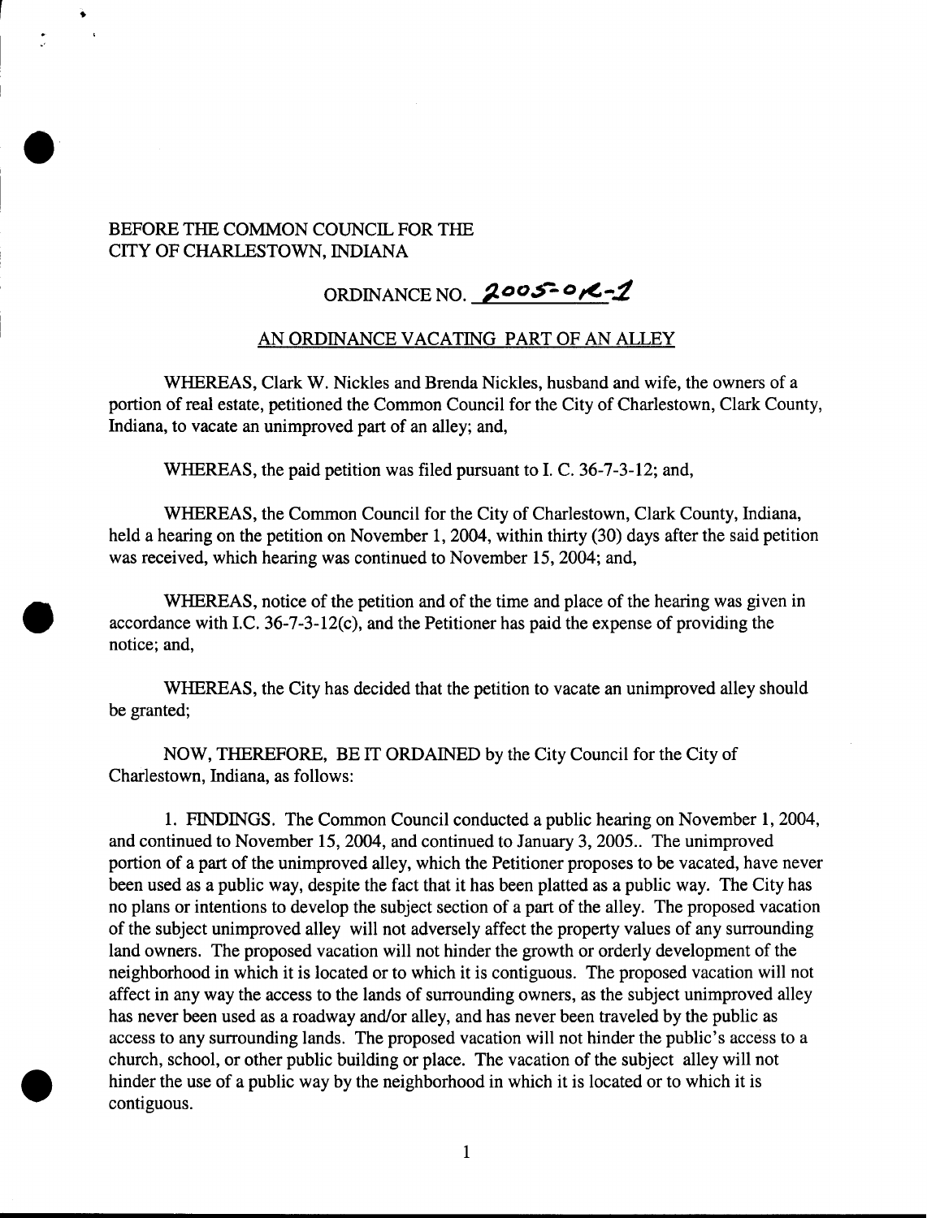BEFORE THE COMMON COUNCIL FOR THE
CITY OF CHARLESTOWN, INDIANA

ORDINANCE NO. 2005-OR-1

AN ORDINANCE VACATING PART OF AN ALLEY

WHEREAS, Clark W. Nickles and Brenda Nickles, husband and wife, the owners of a portion of real estate, petitioned the Common Council for the City of Charlestown, Clark County, Indiana, to vacate an unimproved part of an alley; and,

WHEREAS, the paid petition was filed pursuant to I. C. 36-7-3-12; and,

WHEREAS, the Common Council for the City of Charlestown, Clark County, Indiana, held a hearing on the petition on November 1, 2004, within thirty (30) days after the said petition was received, which hearing was continued to November 15, 2004; and,

WHEREAS, notice of the petition and of the time and place of the hearing was given in accordance with I.C. 36-7-3-12(c), and the Petitioner has paid the expense of providing the notice; and,

WHEREAS, the City has decided that the petition to vacate an unimproved alley should be granted;

NOW, THEREFORE, BE IT ORDAINED by the City Council for the City of Charlestown, Indiana, as follows:

1. FINDINGS. The Common Council conducted a public hearing on November 1, 2004, and continued to November 15, 2004, and continued to January 3, 2005.. The unimproved portion of a part of the unimproved alley, which the Petitioner proposes to be vacated, have never been used as a public way, despite the fact that it has been platted as a public way. The City has no plans or intentions to develop the subject section of a part of the alley. The proposed vacation of the subject unimproved alley will not adversely affect the property values of any surrounding land owners. The proposed vacation will not hinder the growth or orderly development of the neighborhood in which it is located or to which it is contiguous. The proposed vacation will not affect in any way the access to the lands of surrounding owners, as the subject unimproved alley has never been used as a roadway and/or alley, and has never been traveled by the public as access to any surrounding lands. The proposed vacation will not hinder the public's access to a church, school, or other public building or place. The vacation of the subject alley will not hinder the use of a public way by the neighborhood in which it is located or to which it is contiguous.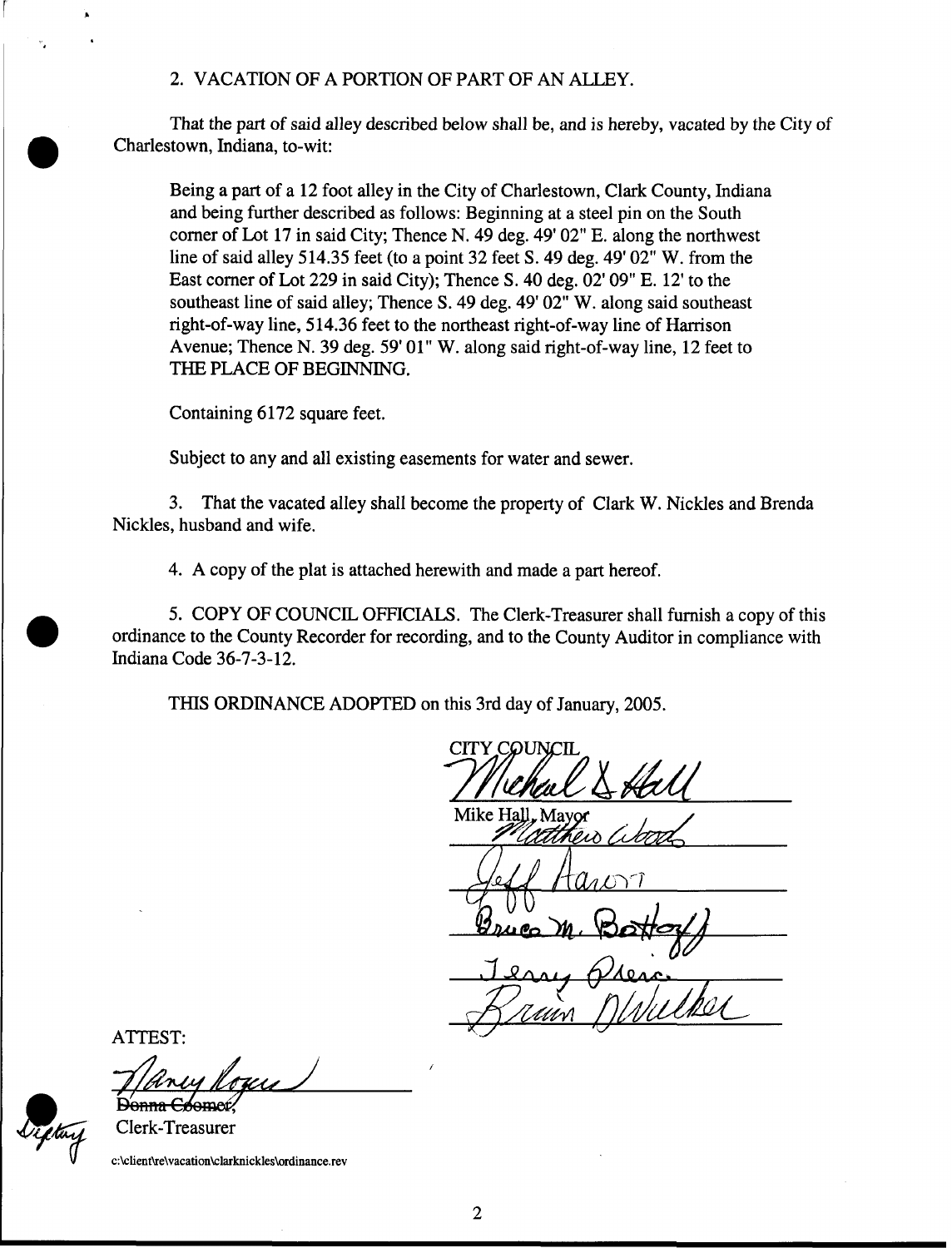2. VACATION OF A PORTION OF PART OF AN ALLEY.

That the part of said alley described below shall be, and is hereby, vacated by the City of Charlestown, Indiana, to-wit:

> Being a part of a 12 foot alley in the City of Charlestown, Clark County, Indiana and being further described as follows: Beginning at a steel pin on the South corner of Lot 17 in said City; Thence N. 49 deg. 49' 02" E. along the northwest line of said alley 514.35 feet (to a point 32 feet S. 49 deg. 49' 02" W. from the East corner of Lot 229 in said City); Thence S. 40 deg. 02' 09" E. 12' to the southeast line of said alley; Thence S. 49 deg. 49' 02" W. along said southeast right-of-way line, 514.36 feet to the northeast right-of-way line of Harrison Avenue; Thence N. 39 deg. 59' 01" W. along said right-of-way line, 12 feet to THE PLACE OF BEGINNING.
>
> Containing 6172 square feet.
>
> Subject to any and all existing easements for water and sewer.

3. That the vacated alley shall become the property of Clark W. Nickles and Brenda Nickles, husband and wife.

4. A copy of the plat is attached herewith and made a part hereof.

5. COPY OF COUNCIL OFFICIALS. The Clerk-Treasurer shall furnish a copy of this ordinance to the County Recorder for recording, and to the County Auditor in compliance with Indiana Code 36-7-3-12.

THIS ORDINANCE ADOPTED on this 3rd day of January, 2005.

CITY COUNCIL

*Michael S. Hall*
Mike Hall, Mayor

*Matthew Wood*

*Jeff Aaron*

*Bruce M. Bottorff*

*Jerry Pierce*

*Brian Walker*

ATTEST:

*Nancy Rogers*
~~Donna Coomer~~, *Deputy*
Clerk-Treasurer

c:\client\re\vacation\clarknickles\ordinance.rev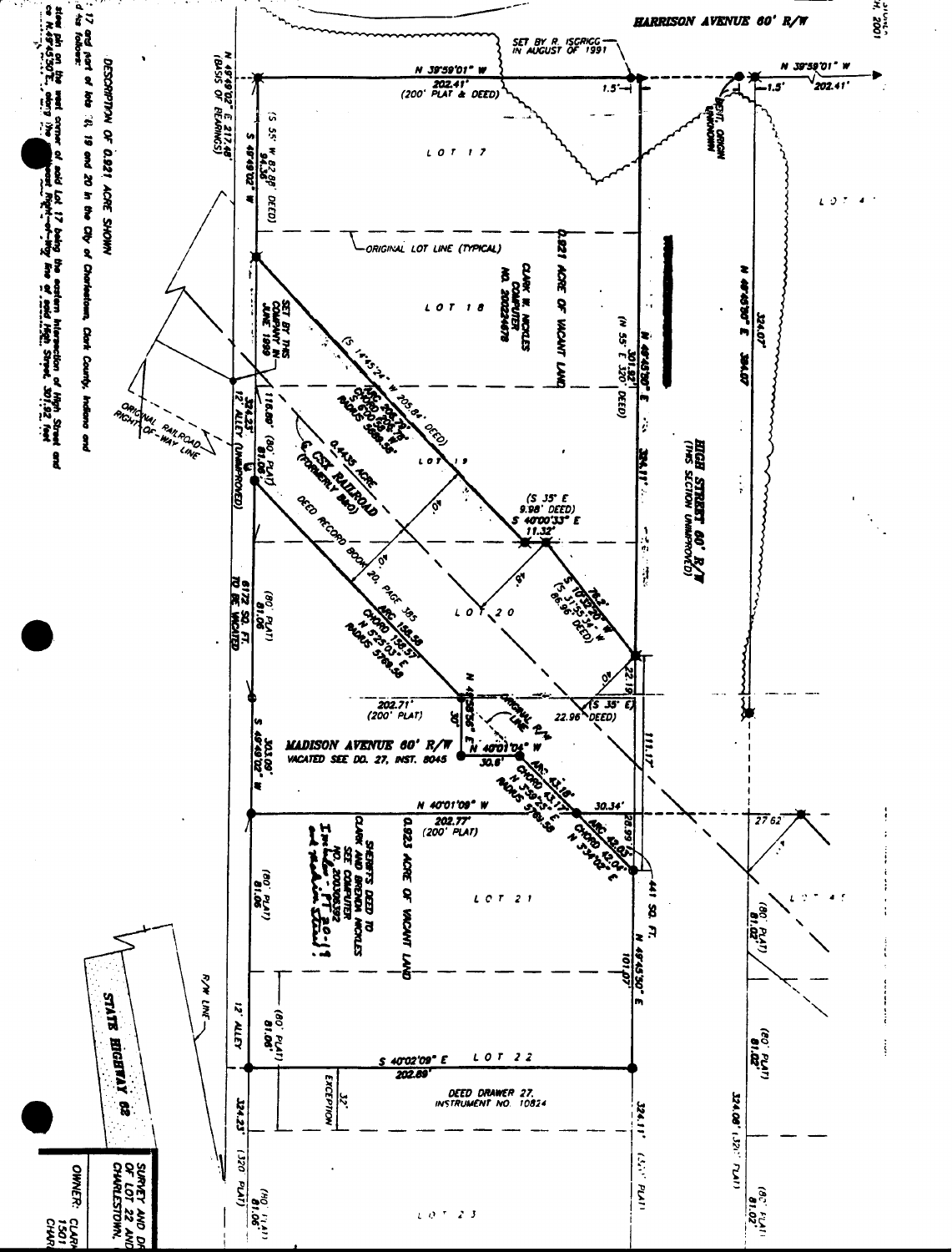HARRISON AVENUE 60' R/W

SET BY R. ISGRIGG IN AUGUST OF 1991

N 39°59'01" W
202.41'
(200' PLAT & DEED)

N 39°59'01" W
202.41'

1.5'

1.5'

DEPT. ORIGIN UNKNOWN

N 49°49'02" E 217.48'
(BASIS OF BEARINGS)

(S 55' W 82.88' DEED)
S 49°49'02" W
94.36'

LOT 17

LOT 4

ORIGINAL LOT LINE (TYPICAL)

LOT 18

0.921 ACRE OF VACANT LAND
CLARK W. NICKLES
COMPUTER
NO. 200234678

N 49°45'50" E
301.82'
(N 55' E 320' DEED)

N 49°45'50" E
324.07'
324.07'

HIGH STREET 60' R/W
(THIS SECTION UNIMPROVED)

SET BY THIS COMPANY IN JUNE 1999

(S 14°45'24" W 205.84' DEED)

ARC 205.79'
CHORD 205.78'
S 26°26'26" W
RADIUS 5689.58'

324.11'

ORIGINAL RAILROAD RIGHT-OF-WAY LINE

324.23'
12' ALLEY (UNIMPROVED)

116.86' (80' PLAT)
81.06'

℄ CSX RAILROAD (FORMERLY B&O)
0.4435 ACRE

LOT 19

(S 35' E 9.98' DEED)
S 40°00'33" E
11.32'

DEED RECORD BOOK 20, PAGE 385

LOT 20

S 10°59'20" W
76.2'
(S 31°55'34" W 66.96' DEED)

(80' PLAT)
81.06

ARC 158.58
CHORD 158.57'
N 52°03' E
RADIUS 5769.58

612 SQ. FT.
TO BE VACATED

202.71'
(200' PLAT)

N 49°59'56" E
30'

ORIGINAL R/W LINE

22.19'

(S 35' E)
22.96' DEED)

111.7'

MADISON AVENUE 60' R/W
VACATED SEE DD. 27, INST. 8045

N 40°01'04" W
30.6'

ARC 43.18'
CHORD 43.17'
N 35°23' E
RADIUS 5769.58

ARC 42.05'
CHORD 42.04'
N 33°02' E

S 49°49'02" W
303.05'

N 40°01'09" W
202.77'
(200' PLAT)

30.34'

28.99'

27.62'

441 SQ. FT.

SHERIFFS DEED TO CLARK AND BRENDA NICKLES
SEE COMPUTER NO. 200305392
Includes pt. 20 & Madison Street

0.923 ACRE OF VACANT LAND

LOT 21

(80' PLAT)
81.06

N 49°45'50" E
101.07'

(80' PLAT)
81.02'

LOT 45

R/W LINE

STATE HIGHWAY 62

12' ALLEY

(80' PLAT)
81.06'

S 40°02'09" E
202.89'

LOT 22

(80' PLAT)
81.02'

32'
EXCEPTION

DEED DRAWER 27,
INSTRUMENT NO. 10824

324.23'
(320' PLAT)

324.11'
(320' PLAT)

324.08' (320' PLAT)

(80' PLAT)
81.06

LOT 23

(80' PLAT)
81.02'

DESCRIPTION OF 0.921 ACRE SHOWN

... 17 and part of lots 18, 19 and 20 in the City of Charlestown, Clark County, Indiana and ... as follows:

... stone pin on the west corner of said Lot 17 being the eastern intersection of High Street and ... on N.49°45'50"E. along the ... Right-of-Way line of said High Street 301.82 feet ...

SURVEY AND DR... OF LOT 22 AND ... CHARLESTOWN, ...

OWNER: CLARK ... 1501 ... CHAR...